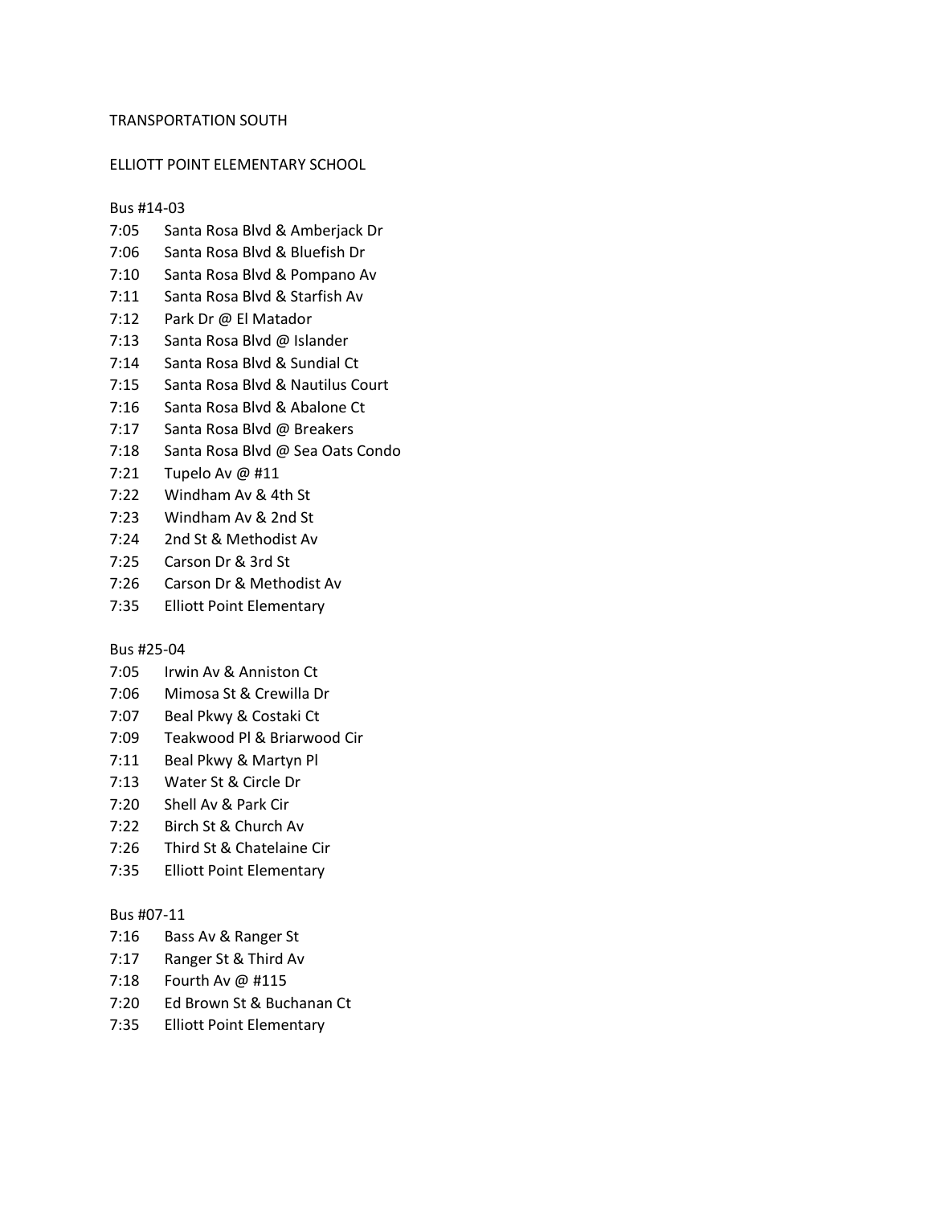TRANSPORTATION SOUTH

ELLIOTT POINT ELEMENTARY SCHOOL

Bus #14-03

7:05 Santa Rosa Blvd & Amberjack Dr
7:06 Santa Rosa Blvd & Bluefish Dr
7:10 Santa Rosa Blvd & Pompano Av
7:11 Santa Rosa Blvd & Starfish Av
7:12 Park Dr @ El Matador
7:13 Santa Rosa Blvd @ Islander
7:14 Santa Rosa Blvd & Sundial Ct
7:15 Santa Rosa Blvd & Nautilus Court
7:16 Santa Rosa Blvd & Abalone Ct
7:17 Santa Rosa Blvd @ Breakers
7:18 Santa Rosa Blvd @ Sea Oats Condo
7:21 Tupelo Av @ #11
7:22 Windham Av & 4th St
7:23 Windham Av & 2nd St
7:24 2nd St & Methodist Av
7:25 Carson Dr & 3rd St
7:26 Carson Dr & Methodist Av
7:35 Elliott Point Elementary

Bus #25-04

7:05 Irwin Av & Anniston Ct
7:06 Mimosa St & Crewilla Dr
7:07 Beal Pkwy & Costaki Ct
7:09 Teakwood Pl & Briarwood Cir
7:11 Beal Pkwy & Martyn Pl
7:13 Water St & Circle Dr
7:20 Shell Av & Park Cir
7:22 Birch St & Church Av
7:26 Third St & Chatelaine Cir
7:35 Elliott Point Elementary

Bus #07-11

7:16 Bass Av & Ranger St
7:17 Ranger St & Third Av
7:18 Fourth Av @ #115
7:20 Ed Brown St & Buchanan Ct
7:35 Elliott Point Elementary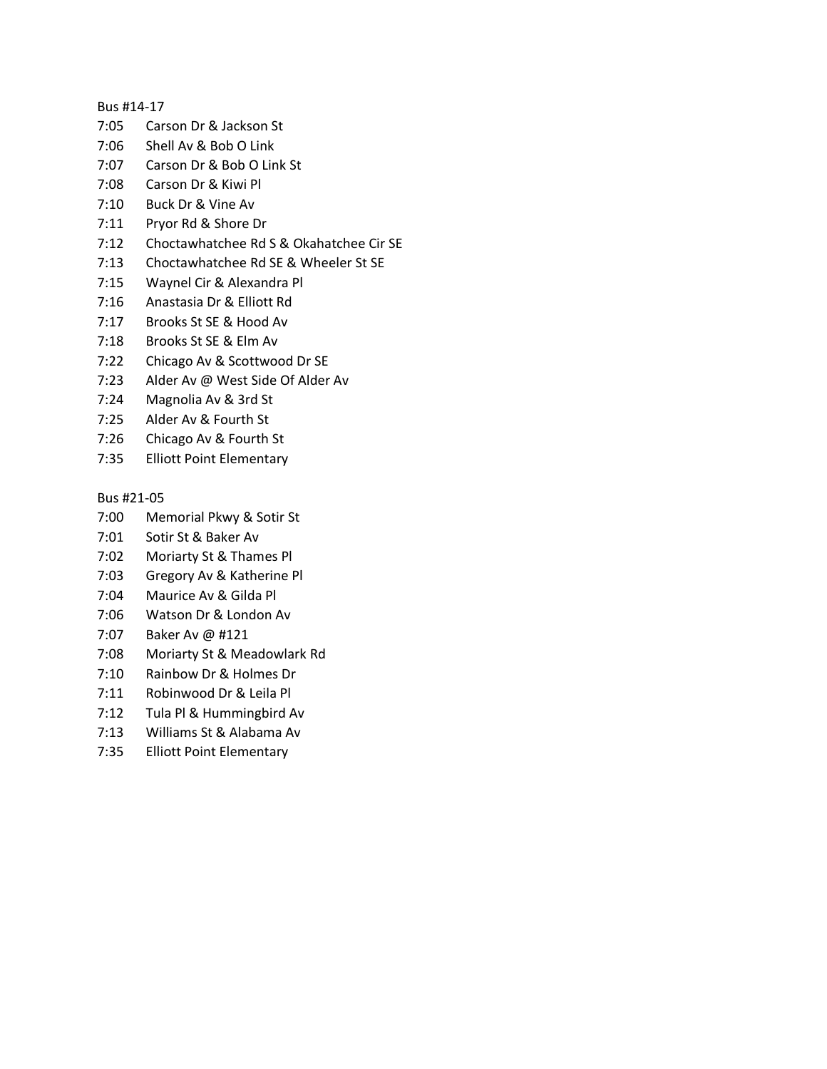Bus #14-17

| | |
|---|---|
| 7:05 | Carson Dr & Jackson St |
| 7:06 | Shell Av & Bob O Link |
| 7:07 | Carson Dr & Bob O Link St |
| 7:08 | Carson Dr & Kiwi Pl |
| 7:10 | Buck Dr & Vine Av |
| 7:11 | Pryor Rd & Shore Dr |
| 7:12 | Choctawhatchee Rd S & Okahatchee Cir SE |
| 7:13 | Choctawhatchee Rd SE & Wheeler St SE |
| 7:15 | Waynel Cir & Alexandra Pl |
| 7:16 | Anastasia Dr & Elliott Rd |
| 7:17 | Brooks St SE & Hood Av |
| 7:18 | Brooks St SE & Elm Av |
| 7:22 | Chicago Av & Scottwood Dr SE |
| 7:23 | Alder Av @ West Side Of Alder Av |
| 7:24 | Magnolia Av & 3rd St |
| 7:25 | Alder Av & Fourth St |
| 7:26 | Chicago Av & Fourth St |
| 7:35 | Elliott Point Elementary |

Bus #21-05

| | |
|---|---|
| 7:00 | Memorial Pkwy & Sotir St |
| 7:01 | Sotir St & Baker Av |
| 7:02 | Moriarty St & Thames Pl |
| 7:03 | Gregory Av & Katherine Pl |
| 7:04 | Maurice Av & Gilda Pl |
| 7:06 | Watson Dr & London Av |
| 7:07 | Baker Av @ #121 |
| 7:08 | Moriarty St & Meadowlark Rd |
| 7:10 | Rainbow Dr & Holmes Dr |
| 7:11 | Robinwood Dr & Leila Pl |
| 7:12 | Tula Pl & Hummingbird Av |
| 7:13 | Williams St & Alabama Av |
| 7:35 | Elliott Point Elementary |